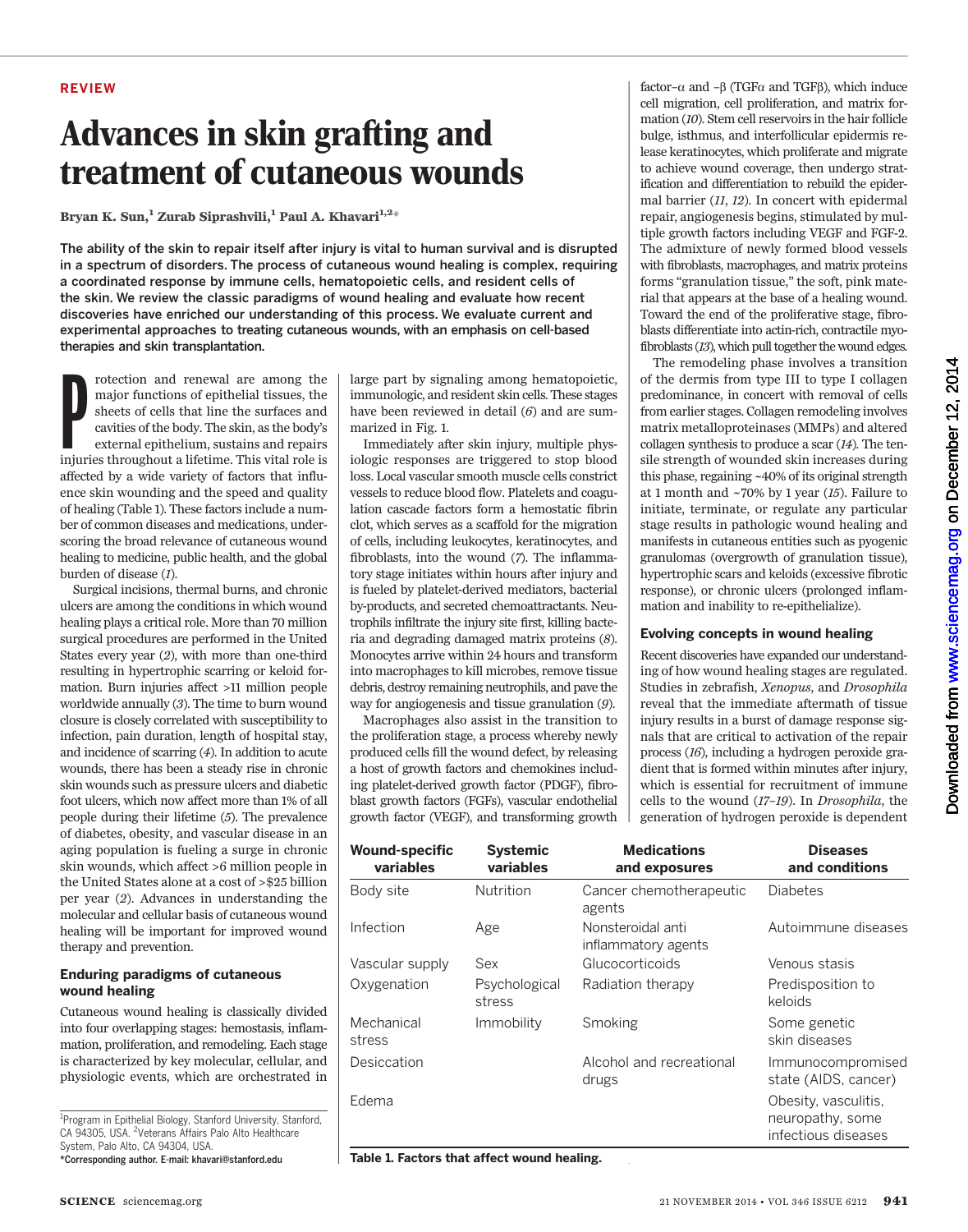REVIEW

# Advances in skin grafting and treatment of cutaneous wounds

**Bryan K. Sun,[1] Zurab Siprashvili,[1] Paul A. Khavari[1,2]***

**The ability of the skin to repair itself after injury is vital to human survival and is disrupted in a spectrum of disorders. The process of cutaneous wound healing is complex, requiring a coordinated response by immune cells, hematopoietic cells, and resident cells of the skin. We review the classic paradigms of wound healing and evaluate how recent discoveries have enriched our understanding of this process. We evaluate current and experimental approaches to treating cutaneous wounds, with an emphasis on cell-based therapies and skin transplantation.**

Protection and renewal are among the major functions of epithelial tissues, the sheets of cells that line the surfaces and cavities of the body. The skin, as the body's external epithelium, sustains and repairs injuries throughout a lifetime. This vital role is affected by a wide variety of factors that influence skin wounding and the speed and quality of healing (Table 1). These factors include a number of common diseases and medications, underscoring the broad relevance of cutaneous wound healing to medicine, public health, and the global burden of disease (*1*).

Surgical incisions, thermal burns, and chronic ulcers are among the conditions in which wound healing plays a critical role. More than 70 million surgical procedures are performed in the United States every year (*2*), with more than one-third resulting in hypertrophic scarring or keloid formation. Burn injuries affect >11 million people worldwide annually (*3*). The time to burn wound closure is closely correlated with susceptibility to infection, pain duration, length of hospital stay, and incidence of scarring (*4*). In addition to acute wounds, there has been a steady rise in chronic skin wounds such as pressure ulcers and diabetic foot ulcers, which now affect more than 1% of all people during their lifetime (*5*). The prevalence of diabetes, obesity, and vascular disease in an aging population is fueling a surge in chronic skin wounds, which affect >6 million people in the United States alone at a cost of >$25 billion per year (*2*). Advances in understanding the molecular and cellular basis of cutaneous wound healing will be important for improved wound therapy and prevention.

### Enduring paradigms of cutaneous wound healing

Cutaneous wound healing is classically divided into four overlapping stages: hemostasis, inflammation, proliferation, and remodeling. Each stage is characterized by key molecular, cellular, and physiologic events, which are orchestrated in large part by signaling among hematopoietic, immunologic, and resident skin cells. These stages have been reviewed in detail (*6*) and are summarized in Fig. 1.

Immediately after skin injury, multiple physiologic responses are triggered to stop blood loss. Local vascular smooth muscle cells constrict vessels to reduce blood flow. Platelets and coagulation cascade factors form a hemostatic fibrin clot, which serves as a scaffold for the migration of cells, including leukocytes, keratinocytes, and fibroblasts, into the wound (*7*). The inflammatory stage initiates within hours after injury and is fueled by platelet-derived mediators, bacterial by-products, and secreted chemoattractants. Neutrophils infiltrate the injury site first, killing bacteria and degrading damaged matrix proteins (*8*). Monocytes arrive within 24 hours and transform into macrophages to kill microbes, remove tissue debris, destroy remaining neutrophils, and pave the way for angiogenesis and tissue granulation (*9*).

Macrophages also assist in the transition to the proliferation stage, a process whereby newly produced cells fill the wound defect, by releasing a host of growth factors and chemokines including platelet-derived growth factor (PDGF), fibroblast growth factors (FGFs), vascular endothelial growth factor (VEGF), and transforming growth factor–α and –β (TGFα and TGFβ), which induce cell migration, cell proliferation, and matrix formation (*10*). Stem cell reservoirs in the hair follicle bulge, isthmus, and interfollicular epidermis release keratinocytes, which proliferate and migrate to achieve wound coverage, then undergo stratification and differentiation to rebuild the epidermal barrier (*11*, *12*). In concert with epidermal repair, angiogenesis begins, stimulated by multiple growth factors including VEGF and FGF-2. The admixture of newly formed blood vessels with fibroblasts, macrophages, and matrix proteins forms "granulation tissue," the soft, pink material that appears at the base of a healing wound. Toward the end of the proliferative stage, fibroblasts differentiate into actin-rich, contractile myofibroblasts (*13*), which pull together the wound edges.

The remodeling phase involves a transition of the dermis from type III to type I collagen predominance, in concert with removal of cells from earlier stages. Collagen remodeling involves matrix metalloproteinases (MMPs) and altered collagen synthesis to produce a scar (*14*). The tensile strength of wounded skin increases during this phase, regaining ~40% of its original strength at 1 month and ~70% by 1 year (*15*). Failure to initiate, terminate, or regulate any particular stage results in pathologic wound healing and manifests in cutaneous entities such as pyogenic granulomas (overgrowth of granulation tissue), hypertrophic scars and keloids (excessive fibrotic response), or chronic ulcers (prolonged inflammation and inability to re-epithelialize).

### Evolving concepts in wound healing

Recent discoveries have expanded our understanding of how wound healing stages are regulated. Studies in zebrafish, *Xenopus*, and *Drosophila* reveal that the immediate aftermath of tissue injury results in a burst of damage response signals that are critical to activation of the repair process (*16*), including a hydrogen peroxide gradient that is formed within minutes after injury, which is essential for recruitment of immune cells to the wound (*17*–*19*). In *Drosophila*, the generation of hydrogen peroxide is dependent

| Wound-specific variables | Systemic variables | Medications and exposures | Diseases and conditions |
|---|---|---|---|
| Body site | Nutrition | Cancer chemotherapeutic agents | Diabetes |
| Infection | Age | Nonsteroidal anti inflammatory agents | Autoimmune diseases |
| Vascular supply | Sex | Glucocorticoids | Venous stasis |
| Oxygenation | Psychological stress | Radiation therapy | Predisposition to keloids |
| Mechanical stress | Immobility | Smoking | Some genetic skin diseases |
| Desiccation | | Alcohol and recreational drugs | Immunocompromised state (AIDS, cancer) |
| Edema | | | Obesity, vasculitis, neuropathy, some infectious diseases |

**Table 1. Factors that affect wound healing.**

[1]Program in Epithelial Biology, Stanford University, Stanford, CA 94305, USA. [2]Veterans Affairs Palo Alto Healthcare System, Palo Alto, CA 94304, USA.
*Corresponding author. E-mail: khavari@stanford.edu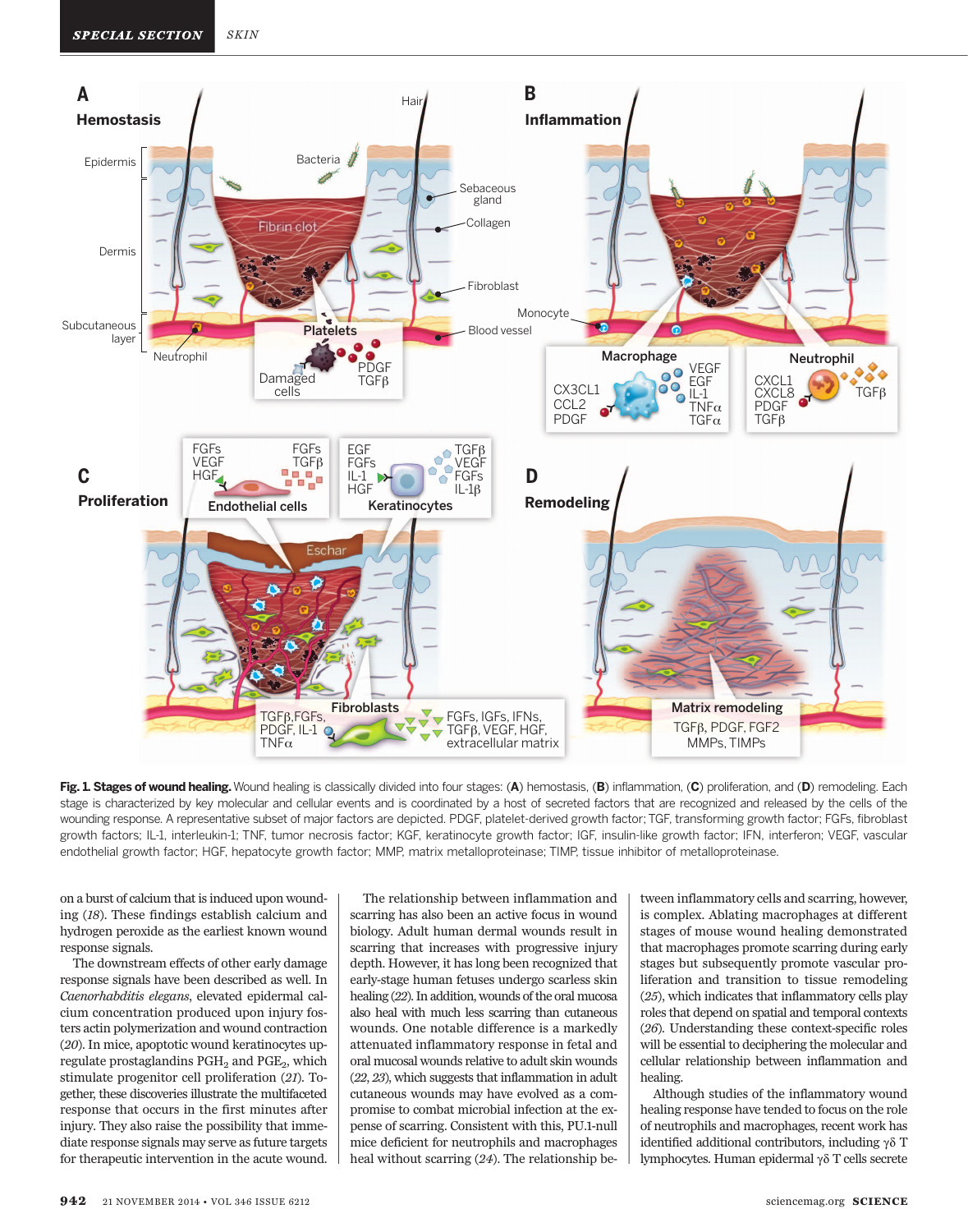**Fig. 1. Stages of wound healing.** Wound healing is classically divided into four stages: (**A**) hemostasis, (**B**) inflammation, (**C**) proliferation, and (**D**) remodeling. Each stage is characterized by key molecular and cellular events and is coordinated by a host of secreted factors that are recognized and released by the cells of the wounding response. A representative subset of major factors are depicted. PDGF, platelet-derived growth factor; TGF, transforming growth factor; FGFs, fibroblast growth factors; IL-1, interleukin-1; TNF, tumor necrosis factor; KGF, keratinocyte growth factor; IGF, insulin-like growth factor; IFN, interferon; VEGF, vascular endothelial growth factor; HGF, hepatocyte growth factor; MMP, matrix metalloproteinase; TIMP, tissue inhibitor of metalloproteinase.

on a burst of calcium that is induced upon wounding (*18*). These findings establish calcium and hydrogen peroxide as the earliest known wound response signals.

The downstream effects of other early damage response signals have been described as well. In *Caenorhabditis elegans*, elevated epidermal calcium concentration produced upon injury fosters actin polymerization and wound contraction (*20*). In mice, apoptotic wound keratinocytes upregulate prostaglandins $PGH_2$ and $PGE_2$, which stimulate progenitor cell proliferation (*21*). Together, these discoveries illustrate the multifaceted response that occurs in the first minutes after injury. They also raise the possibility that immediate response signals may serve as future targets for therapeutic intervention in the acute wound.

The relationship between inflammation and scarring has also been an active focus in wound biology. Adult human dermal wounds result in scarring that increases with progressive injury depth. However, it has long been recognized that early-stage human fetuses undergo scarless skin healing (*22*). In addition, wounds of the oral mucosa also heal with much less scarring than cutaneous wounds. One notable difference is a markedly attenuated inflammatory response in fetal and oral mucosal wounds relative to adult skin wounds (*22*, *23*), which suggests that inflammation in adult cutaneous wounds may have evolved as a compromise to combat microbial infection at the expense of scarring. Consistent with this, PU.1-null mice deficient for neutrophils and macrophages heal without scarring (*24*). The relationship between inflammatory cells and scarring, however, is complex. Ablating macrophages at different stages of mouse wound healing demonstrated that macrophages promote scarring during early stages but subsequently promote vascular proliferation and transition to tissue remodeling (*25*), which indicates that inflammatory cells play roles that depend on spatial and temporal contexts (*26*). Understanding these context-specific roles will be essential to deciphering the molecular and cellular relationship between inflammation and healing.

Although studies of the inflammatory wound healing response have tended to focus on the role of neutrophils and macrophages, recent work has identified additional contributors, including γδ T lymphocytes. Human epidermal γδ T cells secrete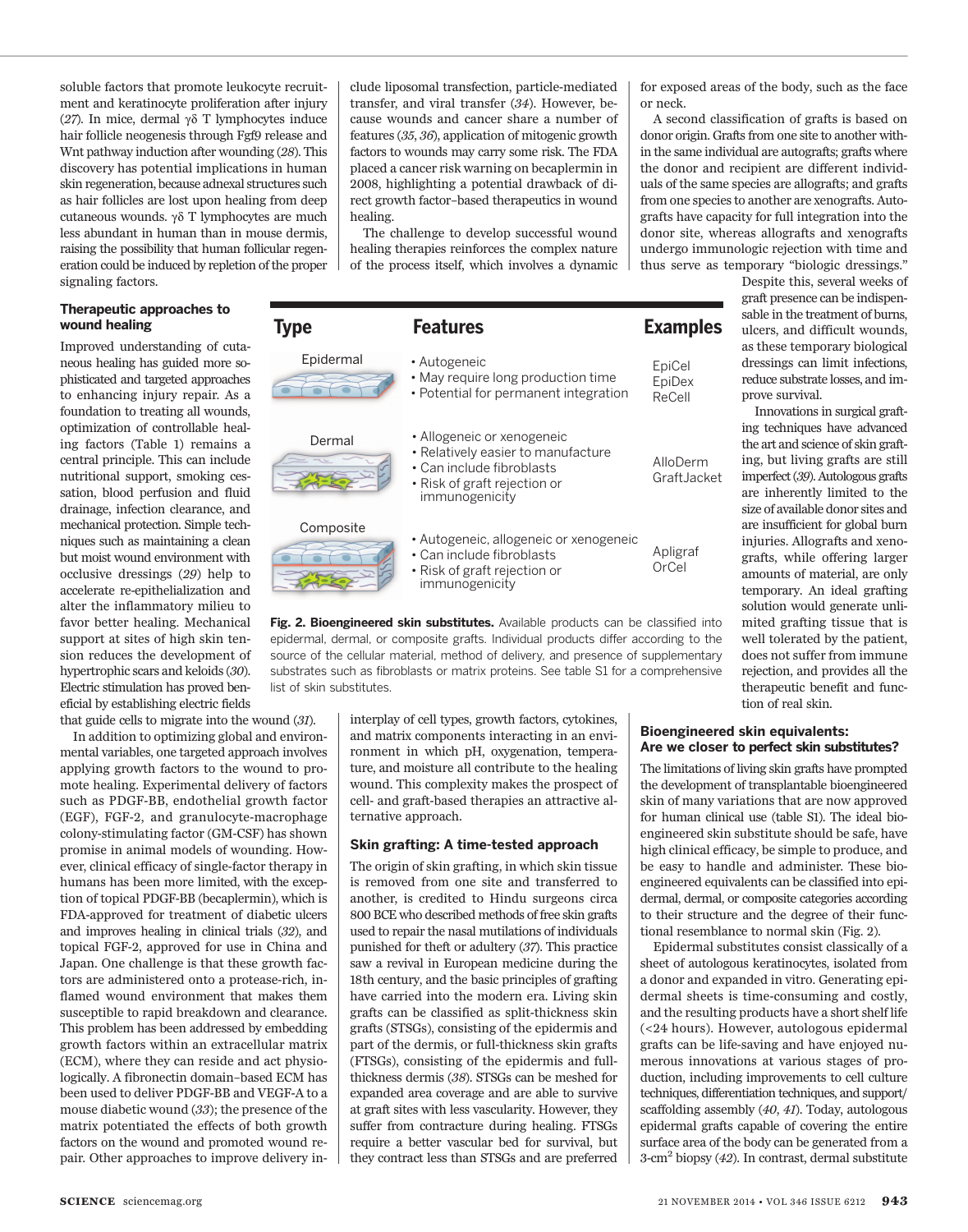soluble factors that promote leukocyte recruitment and keratinocyte proliferation after injury (*27*). In mice, dermal γδ T lymphocytes induce hair follicle neogenesis through Fgf9 release and Wnt pathway induction after wounding (*28*). This discovery has potential implications in human skin regeneration, because adnexal structures such as hair follicles are lost upon healing from deep cutaneous wounds. γδ T lymphocytes are much less abundant in human than in mouse dermis, raising the possibility that human follicular regeneration could be induced by repletion of the proper signaling factors.

### Therapeutic approaches to wound healing

Improved understanding of cutaneous healing has guided more sophisticated and targeted approaches to enhancing injury repair. As a foundation to treating all wounds, optimization of controllable healing factors (Table 1) remains a central principle. This can include nutritional support, smoking cessation, blood perfusion and fluid drainage, infection clearance, and mechanical protection. Simple techniques such as maintaining a clean but moist wound environment with occlusive dressings (*29*) help to accelerate re-epithelialization and alter the inflammatory milieu to favor better healing. Mechanical support at sites of high skin tension reduces the development of hypertrophic scars and keloids (*30*). Electric stimulation has proved beneficial by establishing electric fields that guide cells to migrate into the wound (*31*).

In addition to optimizing global and environmental variables, one targeted approach involves applying growth factors to the wound to promote healing. Experimental delivery of factors such as PDGF-BB, endothelial growth factor (EGF), FGF-2, and granulocyte-macrophage colony-stimulating factor (GM-CSF) has shown promise in animal models of wounding. However, clinical efficacy of single-factor therapy in humans has been more limited, with the exception of topical PDGF-BB (becaplermin), which is FDA-approved for treatment of diabetic ulcers and improves healing in clinical trials (*32*), and topical FGF-2, approved for use in China and Japan. One challenge is that these growth factors are administered onto a protease-rich, inflamed wound environment that makes them susceptible to rapid breakdown and clearance. This problem has been addressed by embedding growth factors within an extracellular matrix (ECM), where they can reside and act physiologically. A fibronectin domain–based ECM has been used to deliver PDGF-BB and VEGF-A to a mouse diabetic wound (*33*); the presence of the matrix potentiated the effects of both growth factors on the wound and promoted wound repair. Other approaches to improve delivery include liposomal transfection, particle-mediated transfer, and viral transfer (*34*). However, because wounds and cancer share a number of features (*35*, *36*), application of mitogenic growth factors to wounds may carry some risk. The FDA placed a cancer risk warning on becaplermin in 2008, highlighting a potential drawback of direct growth factor–based therapeutics in wound healing.

The challenge to develop successful wound healing therapies reinforces the complex nature of the process itself, which involves a dynamic interplay of cell types, growth factors, cytokines, and matrix components interacting in an environment in which pH, oxygenation, temperature, and moisture all contribute to the healing wound. This complexity makes the prospect of cell- and graft-based therapies an attractive alternative approach.

### Skin grafting: A time-tested approach

The origin of skin grafting, in which skin tissue is removed from one site and transferred to another, is credited to Hindu surgeons circa 800 BCE who described methods of free skin grafts used to repair the nasal mutilations of individuals punished for theft or adultery (*37*). This practice saw a revival in European medicine during the 18th century, and the basic principles of grafting have carried into the modern era. Living skin grafts can be classified as split-thickness skin grafts (STSGs), consisting of the epidermis and part of the dermis, or full-thickness skin grafts (FTSGs), consisting of the epidermis and full-thickness dermis (*38*). STSGs can be meshed for expanded area coverage and are able to survive at graft sites with less vascularity. However, they suffer from contracture during healing. FTSGs require a better vascular bed for survival, but they contract less than STSGs and are preferred for exposed areas of the body, such as the face or neck.

A second classification of grafts is based on donor origin. Grafts from one site to another within the same individual are autografts; grafts where the donor and recipient are different individuals of the same species are allografts; and grafts from one species to another are xenografts. Autografts have capacity for full integration into the donor site, whereas allografts and xenografts undergo immunologic rejection with time and thus serve as temporary "biologic dressings." Despite this, several weeks of graft presence can be indispensable in the treatment of burns, ulcers, and difficult wounds, as these temporary biological dressings can limit infections, reduce substrate losses, and improve survival.

Innovations in surgical grafting techniques have advanced the art and science of skin grafting, but living grafts are still imperfect (*39*). Autologous grafts are inherently limited to the size of available donor sites and are insufficient for global burn injuries. Allografts and xenografts, while offering larger amounts of material, are only temporary. An ideal grafting solution would generate unlimited grafting tissue that is well tolerated by the patient, does not suffer from immune rejection, and provides all the therapeutic benefit and function of real skin.

| Type | Features | Examples |
|---|---|---|
| Epidermal | • Autogeneic<br>• May require long production time<br>• Potential for permanent integration | EpiCel<br>EpiDex<br>ReCell |
| Dermal | • Allogeneic or xenogeneic<br>• Relatively easier to manufacture<br>• Can include fibroblasts<br>• Risk of graft rejection or immunogenicity | AlloDerm<br>GraftJacket |
| Composite | • Autogeneic, allogeneic or xenogeneic<br>• Can include fibroblasts<br>• Risk of graft rejection or immunogenicity | Apligraf<br>OrCel |

**Fig. 2. Bioengineered skin substitutes.** Available products can be classified into epidermal, dermal, or composite grafts. Individual products differ according to the source of the cellular material, method of delivery, and presence of supplementary substrates such as fibroblasts or matrix proteins. See table S1 for a comprehensive list of skin substitutes.

### Bioengineered skin equivalents: Are we closer to perfect skin substitutes?

The limitations of living skin grafts have prompted the development of transplantable bioengineered skin of many variations that are now approved for human clinical use (table S1). The ideal bioengineered skin substitute should be safe, have high clinical efficacy, be simple to produce, and be easy to handle and administer. These bioengineered equivalents can be classified into epidermal, dermal, or composite categories according to their structure and the degree of their functional resemblance to normal skin (Fig. 2).

Epidermal substitutes consist classically of a sheet of autologous keratinocytes, isolated from a donor and expanded in vitro. Generating epidermal sheets is time-consuming and costly, and the resulting products have a short shelf life (<24 hours). However, autologous epidermal grafts can be life-saving and have enjoyed numerous innovations at various stages of production, including improvements to cell culture techniques, differentiation techniques, and support/scaffolding assembly (*40*, *41*). Today, autologous epidermal grafts capable of covering the entire surface area of the body can be generated from a 3-cm$^2$ biopsy (*42*). In contrast, dermal substitute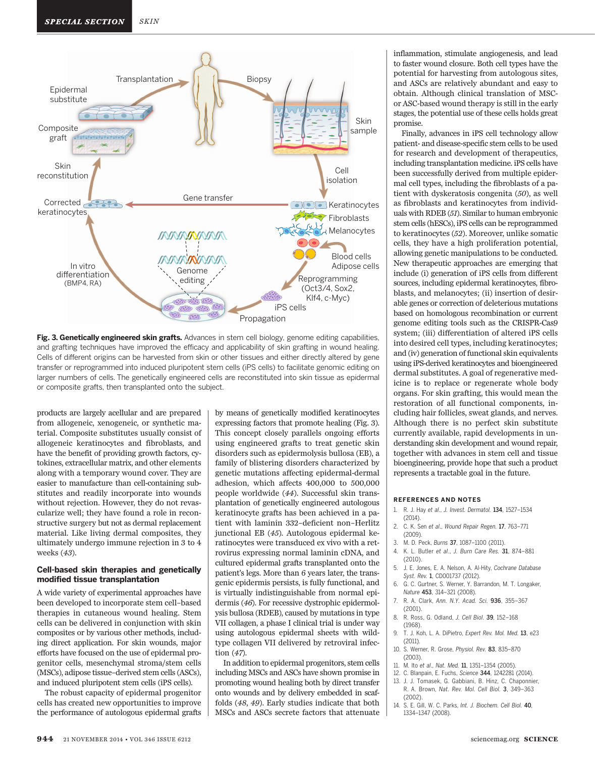**Fig. 3. Genetically engineered skin grafts.** Advances in stem cell biology, genome editing capabilities, and grafting techniques have improved the efficacy and applicability of skin grafting in wound healing. Cells of different origins can be harvested from skin or other tissues and either directly altered by gene transfer or reprogrammed into induced pluripotent stem cells (iPS cells) to facilitate genomic editing on larger numbers of cells. The genetically engineered cells are reconstituted into skin tissue as epidermal or composite grafts, then transplanted onto the subject.

products are largely acellular and are prepared from allogeneic, xenogeneic, or synthetic material. Composite substitutes usually consist of allogeneic keratinocytes and fibroblasts, and have the benefit of providing growth factors, cytokines, extracellular matrix, and other elements along with a temporary wound cover. They are easier to manufacture than cell-containing substitutes and readily incorporate into wounds without rejection. However, they do not revascularize well; they have found a role in reconstructive surgery but not as dermal replacement material. Like living dermal composites, they ultimately undergo immune rejection in 3 to 4 weeks (43).

## Cell-based skin therapies and genetically modified tissue transplantation

A wide variety of experimental approaches have been developed to incorporate stem cell–based therapies in cutaneous wound healing. Stem cells can be delivered in conjunction with skin composites or by various other methods, including direct application. For skin wounds, major efforts have focused on the use of epidermal progenitor cells, mesenchymal stroma/stem cells (MSCs), adipose tissue–derived stem cells (ASCs), and induced pluripotent stem cells (iPS cells).

The robust capacity of epidermal progenitor cells has created new opportunities to improve the performance of autologous epidermal grafts by means of genetically modified keratinocytes expressing factors that promote healing (Fig. 3). This concept closely parallels ongoing efforts using engineered grafts to treat genetic skin disorders such as epidermolysis bullosa (EB), a family of blistering disorders characterized by genetic mutations affecting epidermal-dermal adhesion, which affects 400,000 to 500,000 people worldwide (44). Successful skin transplantation of genetically engineered autologous keratinocyte grafts has been achieved in a patient with laminin 332–deficient non–Herlitz junctional EB (45). Autologous epidermal keratinocytes were transduced ex vivo with a retrovirus expressing normal laminin cDNA, and cultured epidermal grafts transplanted onto the patient's legs. More than 6 years later, the transgenic epidermis persists, is fully functional, and is virtually indistinguishable from normal epidermis (46). For recessive dystrophic epidermolysis bullosa (RDEB), caused by mutations in type VII collagen, a phase I clinical trial is under way using autologous epidermal sheets with wild-type collagen VII delivered by retroviral infection (47).

In addition to epidermal progenitors, stem cells including MSCs and ASCs have shown promise in promoting wound healing both by direct transfer onto wounds and by delivery embedded in scaffolds (48, 49). Early studies indicate that both MSCs and ASCs secrete factors that attenuate inflammation, stimulate angiogenesis, and lead to faster wound closure. Both cell types have the potential for harvesting from autologous sites, and ASCs are relatively abundant and easy to obtain. Although clinical translation of MSC- or ASC-based wound therapy is still in the early stages, the potential use of these cells holds great promise.

Finally, advances in iPS cell technology allow patient- and disease-specific stem cells to be used for research and development of therapeutics, including transplantation medicine. iPS cells have been successfully derived from multiple epidermal cell types, including the fibroblasts of a patient with dyskeratosis congenita (50), as well as fibroblasts and keratinocytes from individuals with RDEB (51). Similar to human embryonic stem cells (hESCs), iPS cells can be reprogrammed to keratinocytes (52). Moreover, unlike somatic cells, they have a high proliferation potential, allowing genetic manipulations to be conducted. New therapeutic approaches are emerging that include (i) generation of iPS cells from different sources, including epidermal keratinocytes, fibroblasts, and melanocytes; (ii) insertion of desirable genes or correction of deleterious mutations based on homologous recombination or current genome editing tools such as the CRISPR-Cas9 system; (iii) differentiation of altered iPS cells into desired cell types, including keratinocytes; and (iv) generation of functional skin equivalents using iPS-derived keratinocytes and bioengineered dermal substitutes. A goal of regenerative medicine is to replace or regenerate whole body organs. For skin grafting, this would mean the restoration of all functional components, including hair follicles, sweat glands, and nerves. Although there is no perfect skin substitute currently available, rapid developments in understanding skin development and wound repair, together with advances in stem cell and tissue bioengineering, provide hope that such a product represents a tractable goal in the future.

## REFERENCES AND NOTES

1. R. J. Hay *et al.*, *J. Invest. Dermatol.* **134**, 1527–1534 (2014).
2. C. K. Sen *et al.*, *Wound Repair Regen.* **17**, 763–771 (2009).
3. M. D. Peck, *Burns* **37**, 1087–1100 (2011).
4. K. L. Butler *et al.*, *J. Burn Care Res.* **31**, 874–881 (2010).
5. J. E. Jones, E. A. Nelson, A. Al-Hity, *Cochrane Database Syst. Rev.* **1**, CD001737 (2012).
6. G. C. Gurtner, S. Werner, Y. Barrandon, M. T. Longaker, *Nature* **453**, 314–321 (2008).
7. R. A. Clark, *Ann. N.Y. Acad. Sci.* **936**, 355–367 (2001).
8. R. Ross, G. Odland, *J. Cell Biol.* **39**, 152–168 (1968).
9. T. J. Koh, L. A. DiPietro, *Expert Rev. Mol. Med.* **13**, e23 (2011).
10. S. Werner, R. Grose, *Physiol. Rev.* **83**, 835–870 (2003).
11. M. Ito *et al.*, *Nat. Med.* **11**, 1351–1354 (2005).
12. C. Blanpain, E. Fuchs, *Science* **344**, 1242281 (2014).
13. J. J. Tomasek, G. Gabbiani, B. Hinz, C. Chaponnier, R. A. Brown, *Nat. Rev. Mol. Cell Biol.* **3**, 349–363 (2002).
14. S. E. Gill, W. C. Parks, *Int. J. Biochem. Cell Biol.* **40**, 1334–1347 (2008).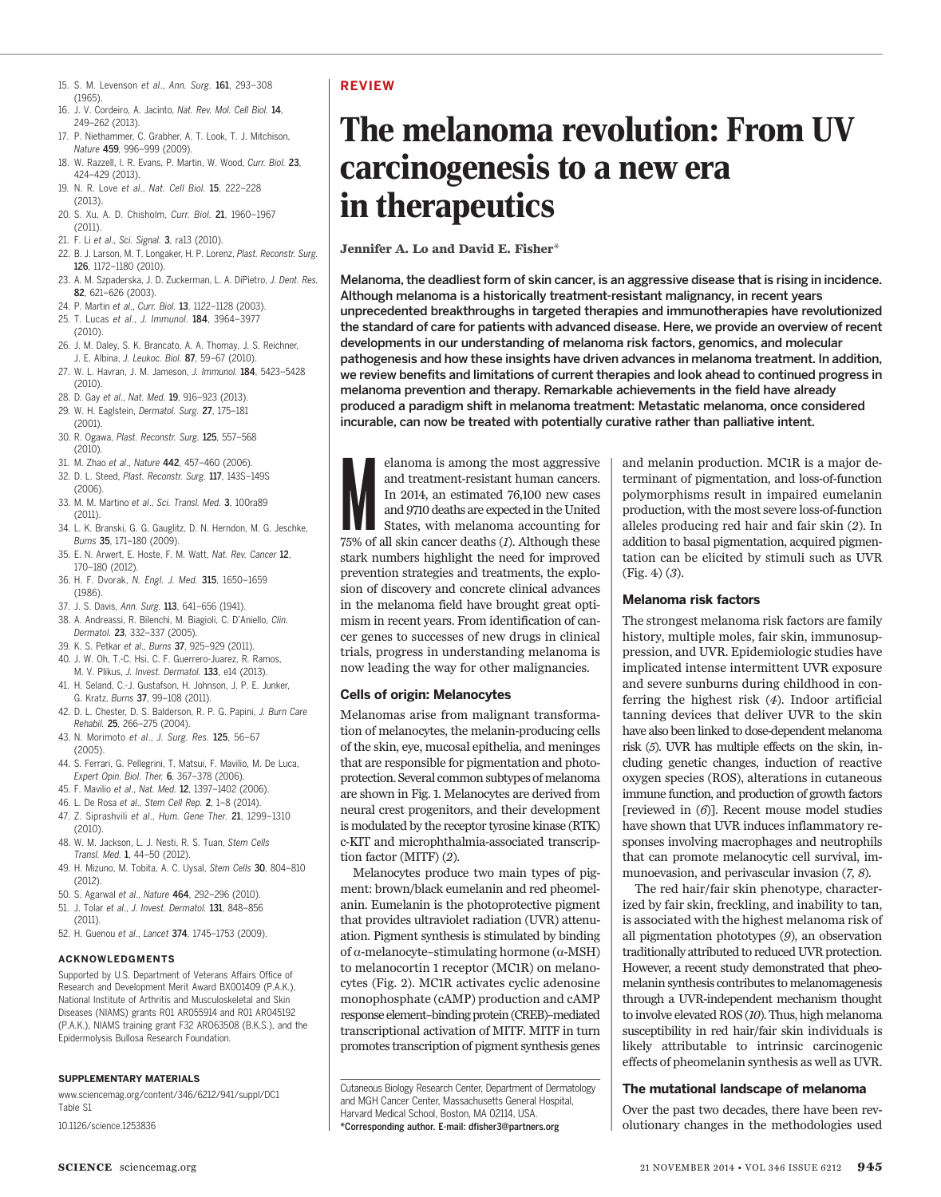15. S. M. Levenson et al., Ann. Surg. 161, 293–308 (1965).
16. J. V. Cordeiro, A. Jacinto, Nat. Rev. Mol. Cell Biol. 14, 249–262 (2013).
17. P. Niethammer, C. Grabher, A. T. Look, T. J. Mitchison, Nature 459, 996–999 (2009).
18. W. Razzell, I. R. Evans, P. Martin, W. Wood, Curr. Biol. 23, 424–429 (2013).
19. N. R. Love et al., Nat. Cell Biol. 15, 222–228 (2013).
20. S. Xu, A. D. Chisholm, Curr. Biol. 21, 1960–1967 (2011).
21. F. Li et al., Sci. Signal. 3, ra13 (2010).
22. B. J. Larson, M. T. Longaker, H. P. Lorenz, Plast. Reconstr. Surg. 126, 1172–1180 (2010).
23. A. M. Szpaderska, J. D. Zuckerman, L. A. DiPietro, J. Dent. Res. 82, 621–626 (2003).
24. P. Martin et al., Curr. Biol. 13, 1122–1128 (2003).
25. T. Lucas et al., J. Immunol. 184, 3964–3977 (2010).
26. J. M. Daley, S. K. Brancato, A. A. Thomay, J. S. Reichner, J. E. Albina, J. Leukoc. Biol. 87, 59–67 (2010).
27. W. L. Havran, J. M. Jameson, J. Immunol. 184, 5423–5428 (2010).
28. D. Gay et al., Nat. Med. 19, 916–923 (2013).
29. W. H. Eaglstein, Dermatol. Surg. 27, 175–181 (2001).
30. R. Ogawa, Plast. Reconstr. Surg. 125, 557–568 (2010).
31. M. Zhao et al., Nature 442, 457–460 (2006).
32. D. L. Steed, Plast. Reconstr. Surg. 117, 143S–149S (2006).
33. M. M. Martino et al., Sci. Transl. Med. 3, 100ra89 (2011).
34. L. K. Branski, G. G. Gauglitz, D. N. Herndon, M. G. Jeschke, Burns 35, 171–180 (2009).
35. E. N. Arwert, E. Hoste, F. M. Watt, Nat. Rev. Cancer 12, 170–180 (2012).
36. H. F. Dvorak, N. Engl. J. Med. 315, 1650–1659 (1986).
37. J. S. Davis, Ann. Surg. 113, 641–656 (1941).
38. A. Andreassi, R. Bilenchi, M. Biagioli, C. D'Aniello, Clin. Dermatol. 23, 332–337 (2005).
39. K. S. Petkar et al., Burns 37, 925–929 (2011).
40. J. W. Oh, T.-C. Hsi, C. F. Guerrero-Juarez, R. Ramos, M. V. Plikus, J. Invest. Dermatol. 133, e14 (2013).
41. H. Seland, C.-J. Gustafson, H. Johnson, J. P. E. Junker, G. Kratz, Burns 37, 99–108 (2011).
42. D. L. Chester, D. S. Balderson, R. P. G. Papini, J. Burn Care Rehabil. 25, 266–275 (2004).
43. N. Morimoto et al., J. Surg. Res. 125, 56–67 (2005).
44. S. Ferrari, G. Pellegrini, T. Matsui, F. Mavilio, M. De Luca, Expert Opin. Biol. Ther. 6, 367–378 (2006).
45. F. Mavilio et al., Nat. Med. 12, 1397–1402 (2006).
46. L. De Rosa et al., Stem Cell Rep. 2, 1–8 (2014).
47. Z. Siprashvili et al., Hum. Gene Ther. 21, 1299–1310 (2010).
48. W. M. Jackson, L. J. Nesti, R. S. Tuan, Stem Cells Transl. Med. 1, 44–50 (2012).
49. H. Mizuno, M. Tobita, A. C. Uysal, Stem Cells 30, 804–810 (2012).
50. S. Agarwal et al., Nature 464, 292–296 (2010).
51. J. Tolar et al., J. Invest. Dermatol. 131, 848–856 (2011).
52. H. Guenou et al., Lancet 374, 1745–1753 (2009).

### ACKNOWLEDGMENTS

Supported by U.S. Department of Veterans Affairs Office of Research and Development Merit Award BX001409 (P.A.K.), National Institute of Arthritis and Musculoskeletal and Skin Diseases (NIAMS) grants R01 AR055914 and R01 AR045192 (P.A.K.), NIAMS training grant F32 AR063508 (B.K.S.), and the Epidermolysis Bullosa Research Foundation.

### SUPPLEMENTARY MATERIALS

www.sciencemag.org/content/346/6212/941/suppl/DC1
Table S1

10.1126/science.1253836

REVIEW

# The melanoma revolution: From UV carcinogenesis to a new era in therapeutics

**Jennifer A. Lo and David E. Fisher***

**Melanoma, the deadliest form of skin cancer, is an aggressive disease that is rising in incidence. Although melanoma is a historically treatment-resistant malignancy, in recent years unprecedented breakthroughs in targeted therapies and immunotherapies have revolutionized the standard of care for patients with advanced disease. Here, we provide an overview of recent developments in our understanding of melanoma risk factors, genomics, and molecular pathogenesis and how these insights have driven advances in melanoma treatment. In addition, we review benefits and limitations of current therapies and look ahead to continued progress in melanoma prevention and therapy. Remarkable achievements in the field have already produced a paradigm shift in melanoma treatment: Metastatic melanoma, once considered incurable, can now be treated with potentially curative rather than palliative intent.**

Melanoma is among the most aggressive and treatment-resistant human cancers. In 2014, an estimated 76,100 new cases and 9710 deaths are expected in the United States, with melanoma accounting for 75% of all skin cancer deaths (*1*). Although these stark numbers highlight the need for improved prevention strategies and treatments, the explosion of discovery and concrete clinical advances in the melanoma field have brought great optimism in recent years. From identification of cancer genes to successes of new drugs in clinical trials, progress in understanding melanoma is now leading the way for other malignancies.

## Cells of origin: Melanocytes

Melanomas arise from malignant transformation of melanocytes, the melanin-producing cells of the skin, eye, mucosal epithelia, and meninges that are responsible for pigmentation and photoprotection. Several common subtypes of melanoma are shown in Fig. 1. Melanocytes are derived from neural crest progenitors, and their development is modulated by the receptor tyrosine kinase (RTK) c-KIT and microphthalmia-associated transcription factor (MITF) (*2*).

Melanocytes produce two main types of pigment: brown/black eumelanin and red pheomelanin. Eumelanin is the photoprotective pigment that provides ultraviolet radiation (UVR) attenuation. Pigment synthesis is stimulated by binding of α-melanocyte–stimulating hormone (α-MSH) to melanocortin 1 receptor (MC1R) on melanocytes (Fig. 2). MC1R activates cyclic adenosine monophosphate (cAMP) production and cAMP response element–binding protein (CREB)–mediated transcriptional activation of MITF. MITF in turn promotes transcription of pigment synthesis genes and melanin production. MC1R is a major determinant of pigmentation, and loss-of-function polymorphisms result in impaired eumelanin production, with the most severe loss-of-function alleles producing red hair and fair skin (*2*). In addition to basal pigmentation, acquired pigmentation can be elicited by stimuli such as UVR (Fig. 4) (*3*).

## Melanoma risk factors

The strongest melanoma risk factors are family history, multiple moles, fair skin, immunosuppression, and UVR. Epidemiologic studies have implicated intense intermittent UVR exposure and severe sunburns during childhood in conferring the highest risk (*4*). Indoor artificial tanning devices that deliver UVR to the skin have also been linked to dose-dependent melanoma risk (*5*). UVR has multiple effects on the skin, including genetic changes, induction of reactive oxygen species (ROS), alterations in cutaneous immune function, and production of growth factors [reviewed in (*6*)]. Recent mouse model studies have shown that UVR induces inflammatory responses involving macrophages and neutrophils that can promote melanocytic cell survival, immunoevasion, and perivascular invasion (*7*, *8*).

The red hair/fair skin phenotype, characterized by fair skin, freckling, and inability to tan, is associated with the highest melanoma risk of all pigmentation phototypes (*9*), an observation traditionally attributed to reduced UVR protection. However, a recent study demonstrated that pheomelanin synthesis contributes to melanomagenesis through a UVR-independent mechanism thought to involve elevated ROS (*10*). Thus, high melanoma susceptibility in red hair/fair skin individuals is likely attributable to intrinsic carcinogenic effects of pheomelanin synthesis as well as UVR.

## The mutational landscape of melanoma

Over the past two decades, there have been revolutionary changes in the methodologies used

Cutaneous Biology Research Center, Department of Dermatology and MGH Cancer Center, Massachusetts General Hospital, Harvard Medical School, Boston, MA 02114, USA.
*Corresponding author. E-mail: dfisher3@partners.org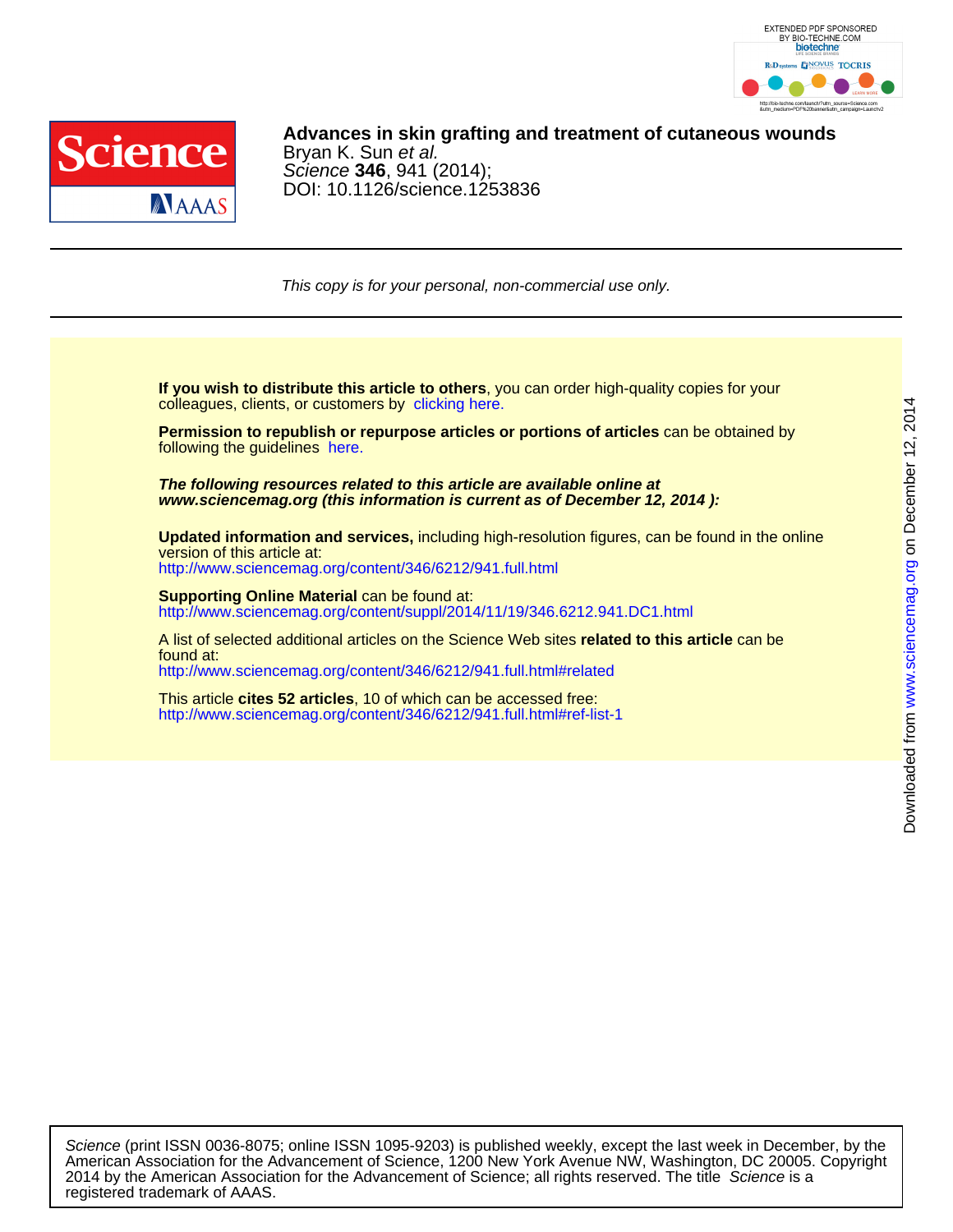# Advances in skin grafting and treatment of cutaneous wounds

Bryan K. Sun *et al.*

*Science* **346**, 941 (2014);

DOI: 10.1126/science.1253836

*This copy is for your personal, non-commercial use only.*

**If you wish to distribute this article to others**, you can order high-quality copies for your colleagues, clients, or customers by clicking here.

**Permission to republish or repurpose articles or portions of articles** can be obtained by following the guidelines here.

***The following resources related to this article are available online at www.sciencemag.org (this information is current as of December 12, 2014 ):***

**Updated information and services,** including high-resolution figures, can be found in the online version of this article at:
http://www.sciencemag.org/content/346/6212/941.full.html

**Supporting Online Material** can be found at:
http://www.sciencemag.org/content/suppl/2014/11/19/346.6212.941.DC1.html

A list of selected additional articles on the Science Web sites **related to this article** can be found at:
http://www.sciencemag.org/content/346/6212/941.full.html#related

This article **cites 52 articles**, 10 of which can be accessed free:
http://www.sciencemag.org/content/346/6212/941.full.html#ref-list-1

*Science* (print ISSN 0036-8075; online ISSN 1095-9203) is published weekly, except the last week in December, by the American Association for the Advancement of Science, 1200 New York Avenue NW, Washington, DC 20005. Copyright 2014 by the American Association for the Advancement of Science; all rights reserved. The title *Science* is a registered trademark of AAAS.